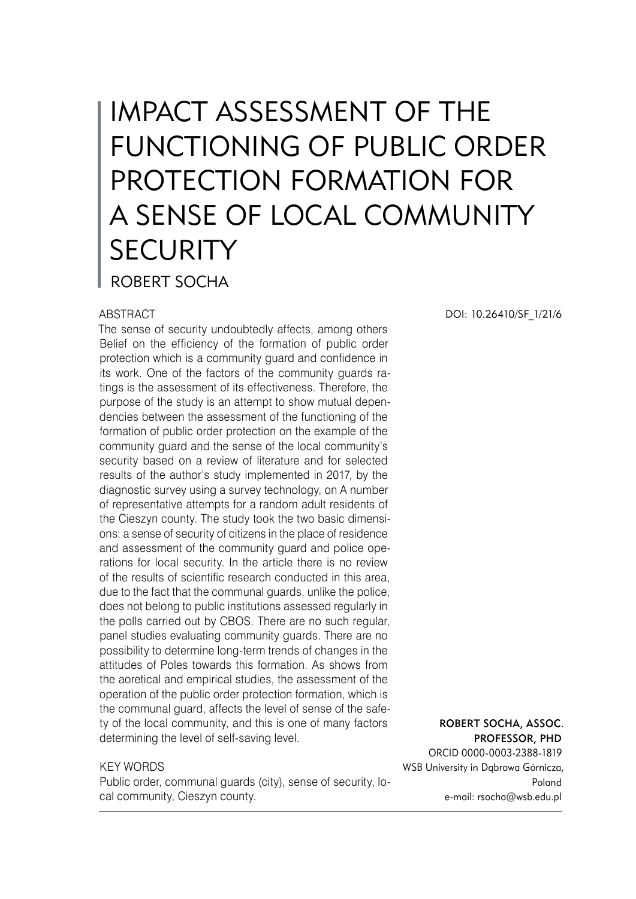# IMPACT ASSESSMENT OF THE FUNCTIONING OF PUBLIC ORDER PROTECTION FORMATION FOR A SENSE OF LOCAL COMMUNITY SECURITY

ROBERT SOCHA

DOI: 10.26410/SF_1/21/6

ABSTRACT

The sense of security undoubtedly affects, among others Belief on the efficiency of the formation of public order protection which is a community guard and confidence in its work. One of the factors of the community guards ratings is the assessment of its effectiveness. Therefore, the purpose of the study is an attempt to show mutual dependencies between the assessment of the functioning of the formation of public order protection on the example of the community guard and the sense of the local community's security based on a review of literature and for selected results of the author's study implemented in 2017, by the diagnostic survey using a survey technology, on A number of representative attempts for a random adult residents of the Cieszyn county. The study took the two basic dimensions: a sense of security of citizens in the place of residence and assessment of the community guard and police operations for local security. In the article there is no review of the results of scientific research conducted in this area, due to the fact that the communal guards, unlike the police, does not belong to public institutions assessed regularly in the polls carried out by CBOS. There are no such regular, panel studies evaluating community guards. There are no possibility to determine long-term trends of changes in the attitudes of Poles towards this formation. As shows from the aoretical and empirical studies, the assessment of the operation of the public order protection formation, which is the communal guard, affects the level of sense of the safety of the local community, and this is one of many factors determining the level of self-saving level.

KEY WORDS

Public order, communal guards (city), sense of security, local community, Cieszyn county.

**ROBERT SOCHA, ASSOC. PROFESSOR, PHD**
ORCID 0000-0003-2388-1819
WSB University in Dąbrowa Górnicza, Poland
e-mail: rsocha@wsb.edu.pl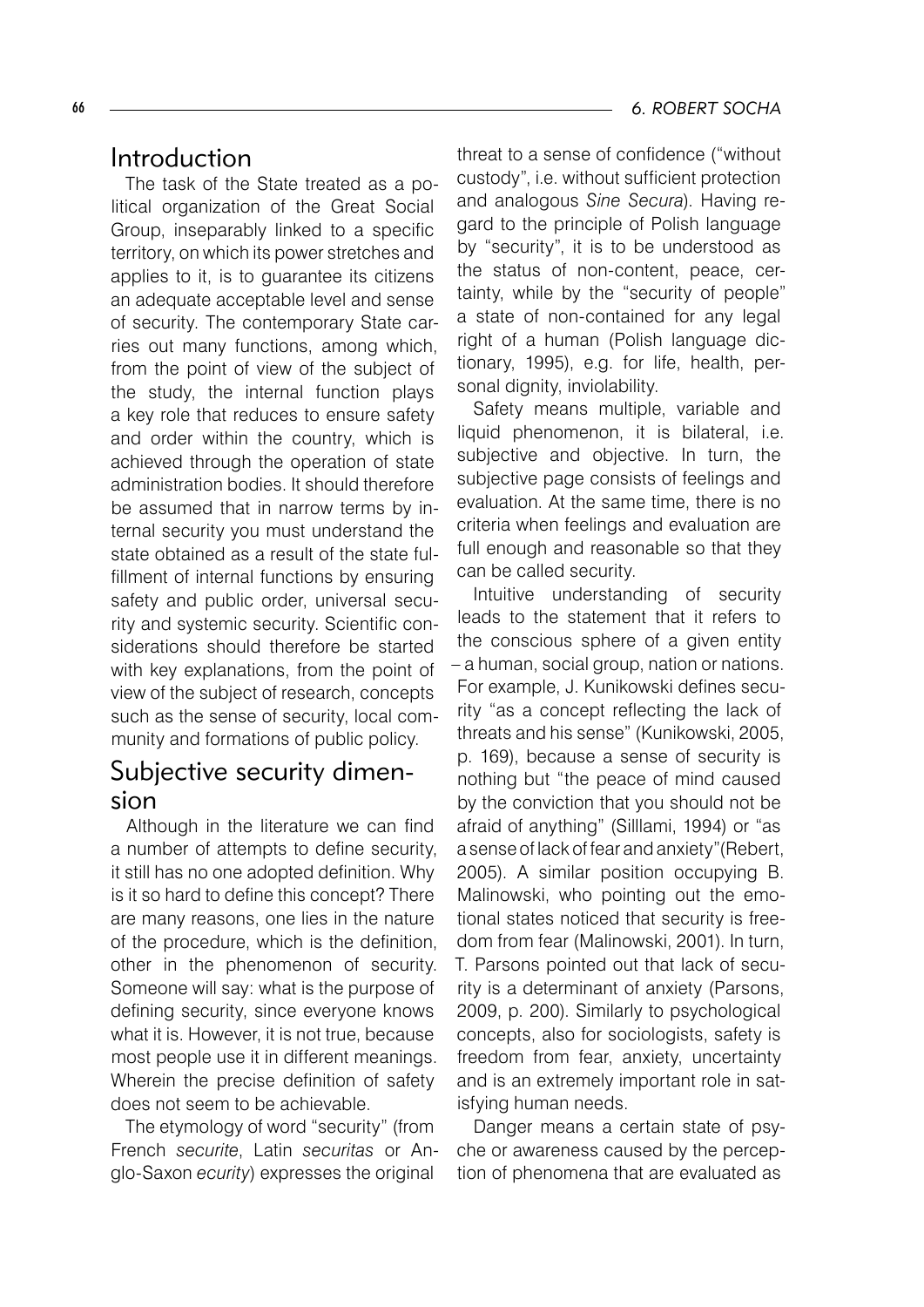## Introduction

The task of the State treated as a political organization of the Great Social Group, inseparably linked to a specific territory, on which its power stretches and applies to it, is to guarantee its citizens an adequate acceptable level and sense of security. The contemporary State carries out many functions, among which, from the point of view of the subject of the study, the internal function plays a key role that reduces to ensure safety and order within the country, which is achieved through the operation of state administration bodies. It should therefore be assumed that in narrow terms by internal security you must understand the state obtained as a result of the state fulfillment of internal functions by ensuring safety and public order, universal security and systemic security. Scientific considerations should therefore be started with key explanations, from the point of view of the subject of research, concepts such as the sense of security, local community and formations of public policy.

## Subjective security dimension

Although in the literature we can find a number of attempts to define security, it still has no one adopted definition. Why is it so hard to define this concept? There are many reasons, one lies in the nature of the procedure, which is the definition, other in the phenomenon of security. Someone will say: what is the purpose of defining security, since everyone knows what it is. However, it is not true, because most people use it in different meanings. Wherein the precise definition of safety does not seem to be achievable.

The etymology of word "security" (from French *securite*, Latin *securitas* or Anglo-Saxon *ecurity*) expresses the original threat to a sense of confidence ("without custody", i.e. without sufficient protection and analogous *Sine Secura*). Having regard to the principle of Polish language by "security", it is to be understood as the status of non-content, peace, certainty, while by the "security of people" a state of non-contained for any legal right of a human (Polish language dictionary, 1995), e.g. for life, health, personal dignity, inviolability.

Safety means multiple, variable and liquid phenomenon, it is bilateral, i.e. subjective and objective. In turn, the subjective page consists of feelings and evaluation. At the same time, there is no criteria when feelings and evaluation are full enough and reasonable so that they can be called security.

Intuitive understanding of security leads to the statement that it refers to the conscious sphere of a given entity – a human, social group, nation or nations. For example, J. Kunikowski defines security "as a concept reflecting the lack of threats and his sense" (Kunikowski, 2005, p. 169), because a sense of security is nothing but "the peace of mind caused by the conviction that you should not be afraid of anything" (Silllami, 1994) or "as a sense of lack of fear and anxiety"(Rebert, 2005). A similar position occupying B. Malinowski, who pointing out the emotional states noticed that security is freedom from fear (Malinowski, 2001). In turn, T. Parsons pointed out that lack of security is a determinant of anxiety (Parsons, 2009, p. 200). Similarly to psychological concepts, also for sociologists, safety is freedom from fear, anxiety, uncertainty and is an extremely important role in satisfying human needs.

Danger means a certain state of psyche or awareness caused by the perception of phenomena that are evaluated as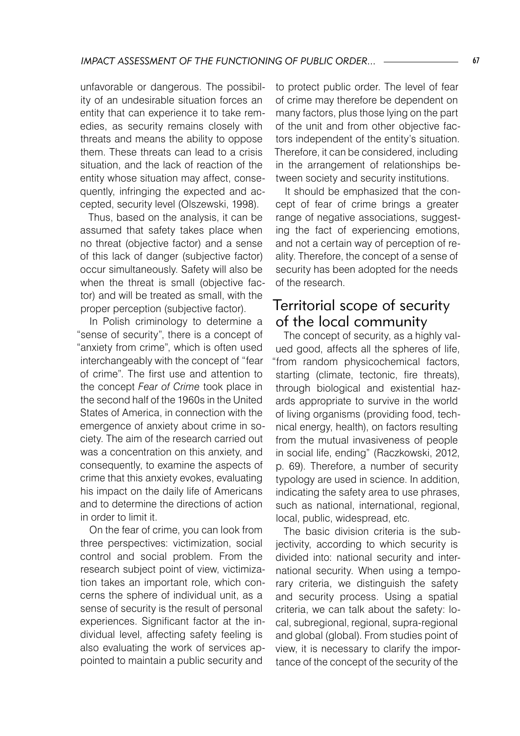unfavorable or dangerous. The possibility of an undesirable situation forces an entity that can experience it to take remedies, as security remains closely with threats and means the ability to oppose them. These threats can lead to a crisis situation, and the lack of reaction of the entity whose situation may affect, consequently, infringing the expected and accepted, security level (Olszewski, 1998).

Thus, based on the analysis, it can be assumed that safety takes place when no threat (objective factor) and a sense of this lack of danger (subjective factor) occur simultaneously. Safety will also be when the threat is small (objective factor) and will be treated as small, with the proper perception (subjective factor).

In Polish criminology to determine a "sense of security", there is a concept of "anxiety from crime", which is often used interchangeably with the concept of "fear of crime". The first use and attention to the concept *Fear of Crime* took place in the second half of the 1960s in the United States of America, in connection with the emergence of anxiety about crime in society. The aim of the research carried out was a concentration on this anxiety, and consequently, to examine the aspects of crime that this anxiety evokes, evaluating his impact on the daily life of Americans and to determine the directions of action in order to limit it.

On the fear of crime, you can look from three perspectives: victimization, social control and social problem. From the research subject point of view, victimization takes an important role, which concerns the sphere of individual unit, as a sense of security is the result of personal experiences. Significant factor at the individual level, affecting safety feeling is also evaluating the work of services appointed to maintain a public security and to protect public order. The level of fear of crime may therefore be dependent on many factors, plus those lying on the part of the unit and from other objective factors independent of the entity's situation. Therefore, it can be considered, including in the arrangement of relationships between society and security institutions.

It should be emphasized that the concept of fear of crime brings a greater range of negative associations, suggesting the fact of experiencing emotions, and not a certain way of perception of reality. Therefore, the concept of a sense of security has been adopted for the needs of the research.

## Territorial scope of security of the local community

The concept of security, as a highly valued good, affects all the spheres of life, "from random physicochemical factors, starting (climate, tectonic, fire threats), through biological and existential hazards appropriate to survive in the world of living organisms (providing food, technical energy, health), on factors resulting from the mutual invasiveness of people in social life, ending" (Raczkowski, 2012, p. 69). Therefore, a number of security typology are used in science. In addition, indicating the safety area to use phrases, such as national, international, regional, local, public, widespread, etc.

The basic division criteria is the subjectivity, according to which security is divided into: national security and international security. When using a temporary criteria, we distinguish the safety and security process. Using a spatial criteria, we can talk about the safety: local, subregional, regional, supra-regional and global (global). From studies point of view, it is necessary to clarify the importance of the concept of the security of the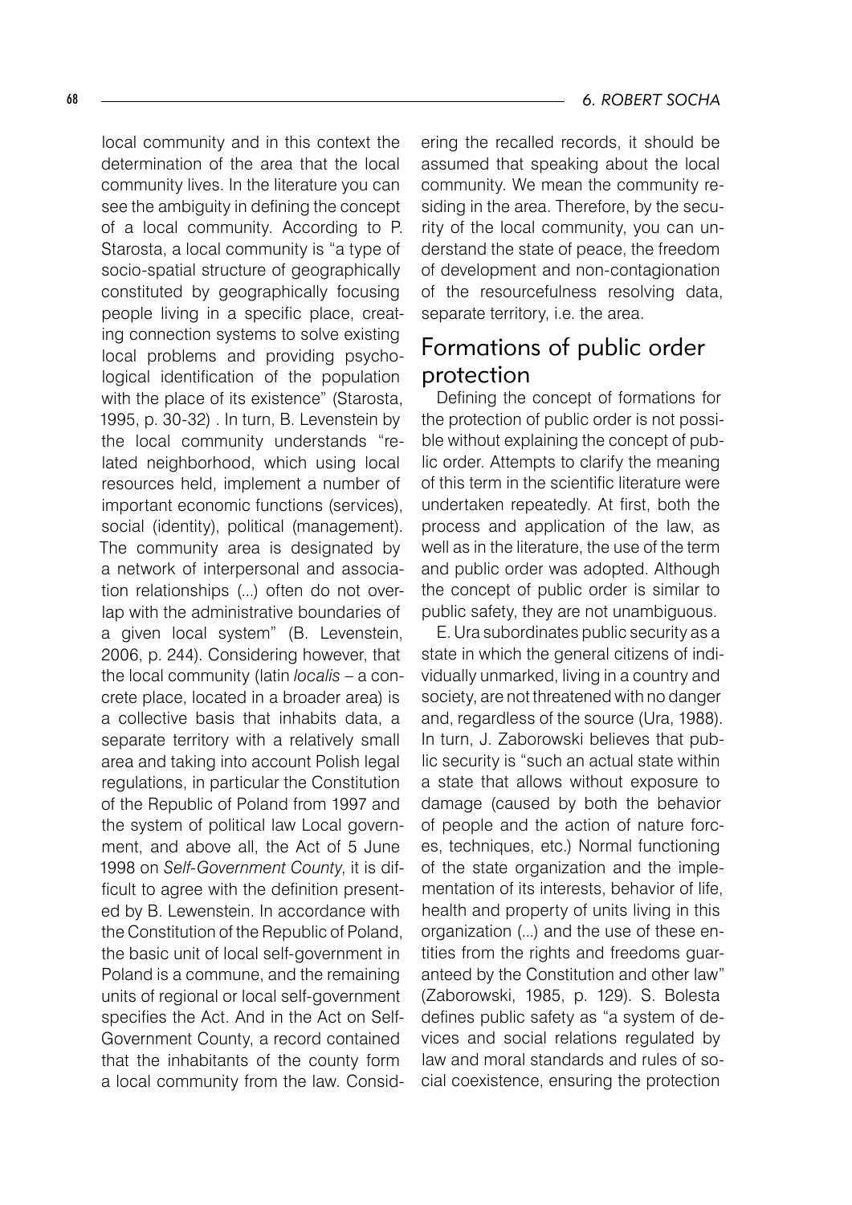local community and in this context the determination of the area that the local community lives. In the literature you can see the ambiguity in defining the concept of a local community. According to P. Starosta, a local community is "a type of socio-spatial structure of geographically constituted by geographically focusing people living in a specific place, creating connection systems to solve existing local problems and providing psychological identification of the population with the place of its existence" (Starosta, 1995, p. 30-32) . In turn, B. Levenstein by the local community understands "related neighborhood, which using local resources held, implement a number of important economic functions (services), social (identity), political (management). The community area is designated by a network of interpersonal and association relationships (...) often do not overlap with the administrative boundaries of a given local system" (B. Levenstein, 2006, p. 244). Considering however, that the local community (latin *localis* – a concrete place, located in a broader area) is a collective basis that inhabits data, a separate territory with a relatively small area and taking into account Polish legal regulations, in particular the Constitution of the Republic of Poland from 1997 and the system of political law Local government, and above all, the Act of 5 June 1998 on *Self-Government County*, it is difficult to agree with the definition presented by B. Lewenstein. In accordance with the Constitution of the Republic of Poland, the basic unit of local self-government in Poland is a commune, and the remaining units of regional or local self-government specifies the Act. And in the Act on Self-Government County, a record contained that the inhabitants of the county form a local community from the law. Considering the recalled records, it should be assumed that speaking about the local community. We mean the community residing in the area. Therefore, by the security of the local community, you can understand the state of peace, the freedom of development and non-contagionation of the resourcefulness resolving data, separate territory, i.e. the area.

## Formations of public order protection

Defining the concept of formations for the protection of public order is not possible without explaining the concept of public order. Attempts to clarify the meaning of this term in the scientific literature were undertaken repeatedly. At first, both the process and application of the law, as well as in the literature, the use of the term and public order was adopted. Although the concept of public order is similar to public safety, they are not unambiguous.

E. Ura subordinates public security as a state in which the general citizens of individually unmarked, living in a country and society, are not threatened with no danger and, regardless of the source (Ura, 1988). In turn, J. Zaborowski believes that public security is "such an actual state within a state that allows without exposure to damage (caused by both the behavior of people and the action of nature forces, techniques, etc.) Normal functioning of the state organization and the implementation of its interests, behavior of life, health and property of units living in this organization (...) and the use of these entities from the rights and freedoms guaranteed by the Constitution and other law" (Zaborowski, 1985, p. 129). S. Bolesta defines public safety as "a system of devices and social relations regulated by law and moral standards and rules of social coexistence, ensuring the protection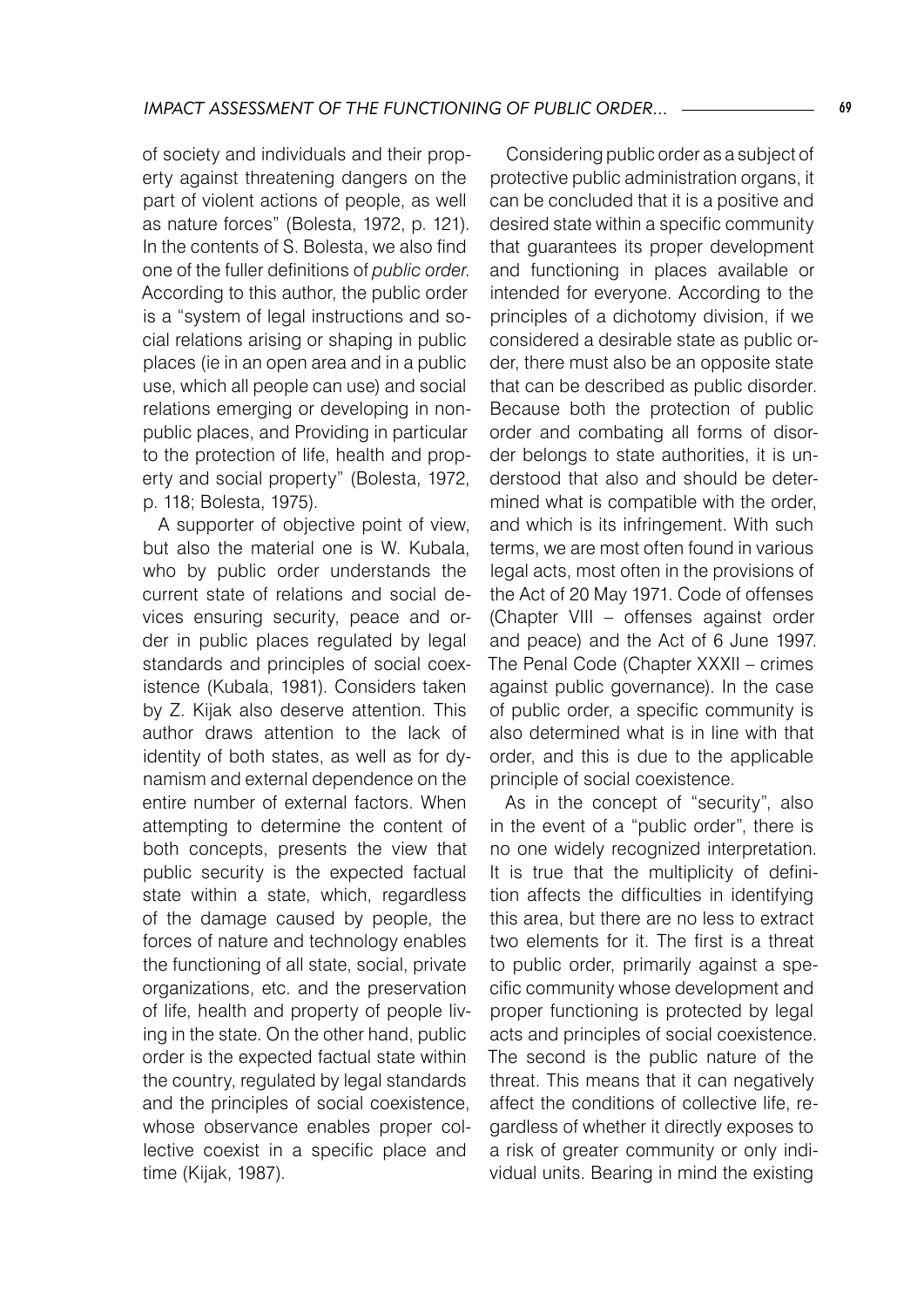of society and individuals and their property against threatening dangers on the part of violent actions of people, as well as nature forces" (Bolesta, 1972, p. 121). In the contents of S. Bolesta, we also find one of the fuller definitions of *public order*. According to this author, the public order is a "system of legal instructions and social relations arising or shaping in public places (ie in an open area and in a public use, which all people can use) and social relations emerging or developing in non-public places, and Providing in particular to the protection of life, health and property and social property" (Bolesta, 1972, p. 118; Bolesta, 1975).

A supporter of objective point of view, but also the material one is W. Kubala, who by public order understands the current state of relations and social devices ensuring security, peace and order in public places regulated by legal standards and principles of social coexistence (Kubala, 1981). Considers taken by Z. Kijak also deserve attention. This author draws attention to the lack of identity of both states, as well as for dynamism and external dependence on the entire number of external factors. When attempting to determine the content of both concepts, presents the view that public security is the expected factual state within a state, which, regardless of the damage caused by people, the forces of nature and technology enables the functioning of all state, social, private organizations, etc. and the preservation of life, health and property of people living in the state. On the other hand, public order is the expected factual state within the country, regulated by legal standards and the principles of social coexistence, whose observance enables proper collective coexist in a specific place and time (Kijak, 1987).

Considering public order as a subject of protective public administration organs, it can be concluded that it is a positive and desired state within a specific community that guarantees its proper development and functioning in places available or intended for everyone. According to the principles of a dichotomy division, if we considered a desirable state as public order, there must also be an opposite state that can be described as public disorder. Because both the protection of public order and combating all forms of disorder belongs to state authorities, it is understood that also and should be determined what is compatible with the order, and which is its infringement. With such terms, we are most often found in various legal acts, most often in the provisions of the Act of 20 May 1971. Code of offenses (Chapter VIII – offenses against order and peace) and the Act of 6 June 1997. The Penal Code (Chapter XXXII – crimes against public governance). In the case of public order, a specific community is also determined what is in line with that order, and this is due to the applicable principle of social coexistence.

As in the concept of "security", also in the event of a "public order", there is no one widely recognized interpretation. It is true that the multiplicity of definition affects the difficulties in identifying this area, but there are no less to extract two elements for it. The first is a threat to public order, primarily against a specific community whose development and proper functioning is protected by legal acts and principles of social coexistence. The second is the public nature of the threat. This means that it can negatively affect the conditions of collective life, regardless of whether it directly exposes to a risk of greater community or only individual units. Bearing in mind the existing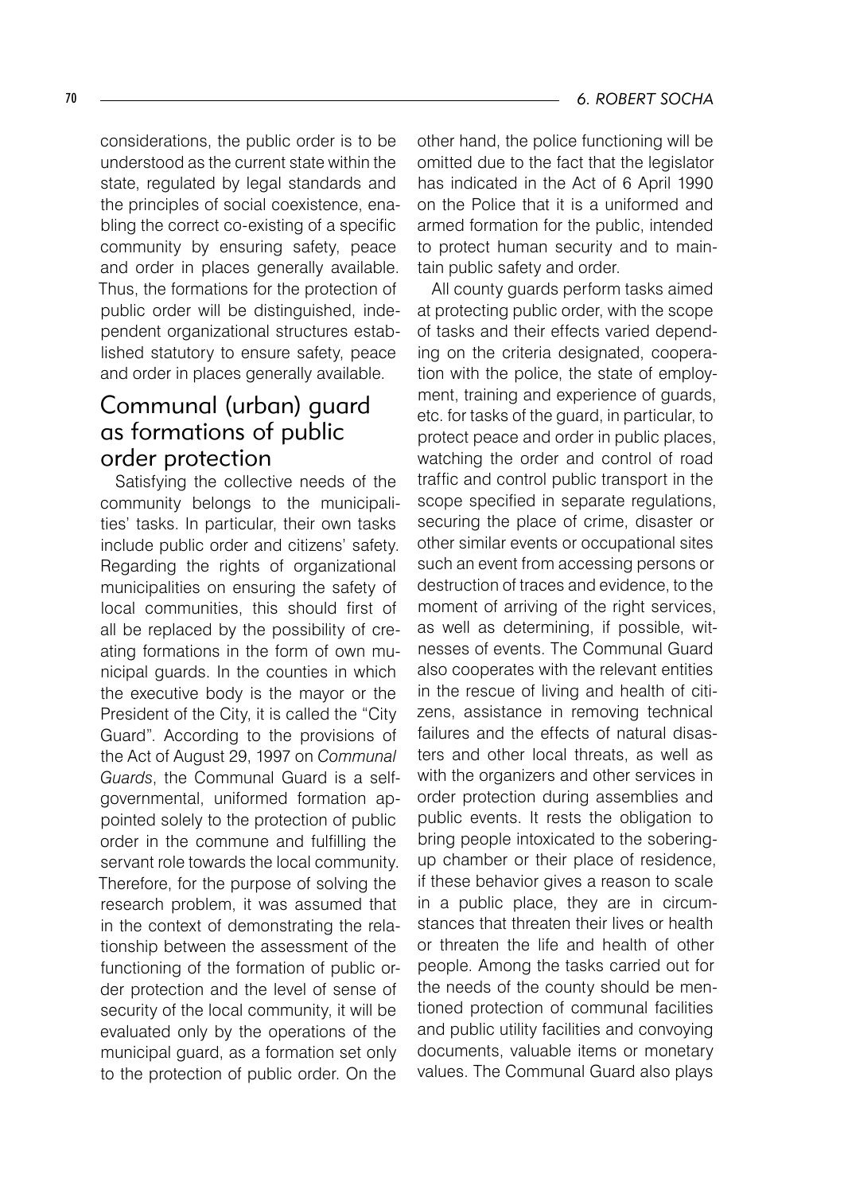considerations, the public order is to be understood as the current state within the state, regulated by legal standards and the principles of social coexistence, enabling the correct co-existing of a specific community by ensuring safety, peace and order in places generally available. Thus, the formations for the protection of public order will be distinguished, independent organizational structures established statutory to ensure safety, peace and order in places generally available.

## Communal (urban) guard as formations of public order protection

Satisfying the collective needs of the community belongs to the municipalities' tasks. In particular, their own tasks include public order and citizens' safety. Regarding the rights of organizational municipalities on ensuring the safety of local communities, this should first of all be replaced by the possibility of creating formations in the form of own municipal guards. In the counties in which the executive body is the mayor or the President of the City, it is called the "City Guard". According to the provisions of the Act of August 29, 1997 on *Communal Guards*, the Communal Guard is a self-governmental, uniformed formation appointed solely to the protection of public order in the commune and fulfilling the servant role towards the local community. Therefore, for the purpose of solving the research problem, it was assumed that in the context of demonstrating the relationship between the assessment of the functioning of the formation of public order protection and the level of sense of security of the local community, it will be evaluated only by the operations of the municipal guard, as a formation set only to the protection of public order. On the other hand, the police functioning will be omitted due to the fact that the legislator has indicated in the Act of 6 April 1990 on the Police that it is a uniformed and armed formation for the public, intended to protect human security and to maintain public safety and order.

All county guards perform tasks aimed at protecting public order, with the scope of tasks and their effects varied depending on the criteria designated, cooperation with the police, the state of employment, training and experience of guards, etc. for tasks of the guard, in particular, to protect peace and order in public places, watching the order and control of road traffic and control public transport in the scope specified in separate regulations, securing the place of crime, disaster or other similar events or occupational sites such an event from accessing persons or destruction of traces and evidence, to the moment of arriving of the right services, as well as determining, if possible, witnesses of events. The Communal Guard also cooperates with the relevant entities in the rescue of living and health of citizens, assistance in removing technical failures and the effects of natural disasters and other local threats, as well as with the organizers and other services in order protection during assemblies and public events. It rests the obligation to bring people intoxicated to the sobering-up chamber or their place of residence, if these behavior gives a reason to scale in a public place, they are in circumstances that threaten their lives or health or threaten the life and health of other people. Among the tasks carried out for the needs of the county should be mentioned protection of communal facilities and public utility facilities and convoying documents, valuable items or monetary values. The Communal Guard also plays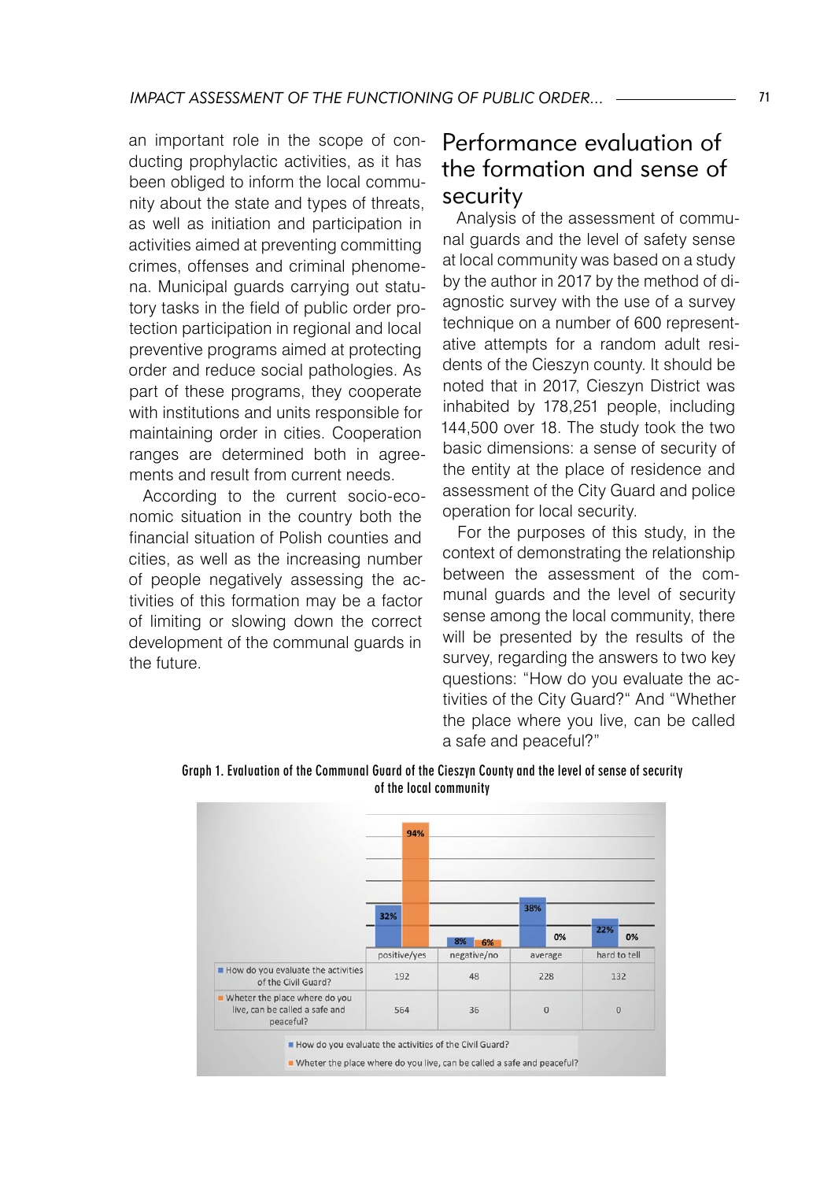an important role in the scope of conducting prophylactic activities, as it has been obliged to inform the local community about the state and types of threats, as well as initiation and participation in activities aimed at preventing committing crimes, offenses and criminal phenomena. Municipal guards carrying out statutory tasks in the field of public order protection participation in regional and local preventive programs aimed at protecting order and reduce social pathologies. As part of these programs, they cooperate with institutions and units responsible for maintaining order in cities. Cooperation ranges are determined both in agreements and result from current needs.

According to the current socio-economic situation in the country both the financial situation of Polish counties and cities, as well as the increasing number of people negatively assessing the activities of this formation may be a factor of limiting or slowing down the correct development of the communal guards in the future.

## Performance evaluation of the formation and sense of security

Analysis of the assessment of communal guards and the level of safety sense at local community was based on a study by the author in 2017 by the method of diagnostic survey with the use of a survey technique on a number of 600 representative attempts for a random adult residents of the Cieszyn county. It should be noted that in 2017, Cieszyn District was inhabited by 178,251 people, including 144,500 over 18. The study took the two basic dimensions: a sense of security of the entity at the place of residence and assessment of the City Guard and police operation for local security.

For the purposes of this study, in the context of demonstrating the relationship between the assessment of the communal guards and the level of security sense among the local community, there will be presented by the results of the survey, regarding the answers to two key questions: "How do you evaluate the activities of the City Guard?" And "Whether the place where you live, can be called a safe and peaceful?"

**Graph 1. Evaluation of the Communal Guard of the Cieszyn County and the level of sense of security of the local community**

| | positive/yes | negative/no | average | hard to tell |
|---|---|---|---|---|
| How do you evaluate the activities of the Civil Guard? | 192 (32%) | 48 (8%) | 228 (38%) | 132 (22%) |
| Wheter the place where do you live, can be called a safe and peaceful? | 564 (94%) | 36 (6%) | 0 (0%) | 0 (0%) |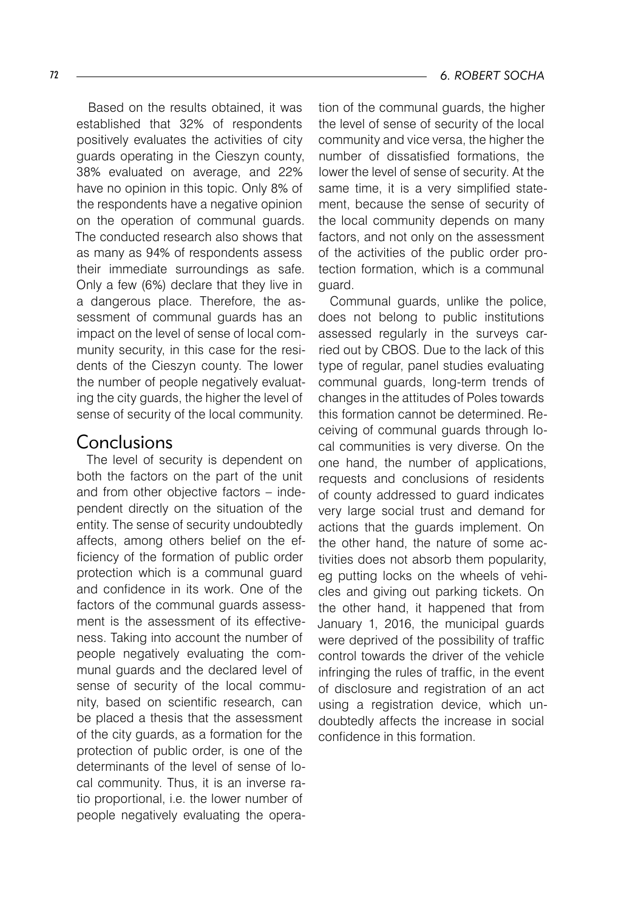Based on the results obtained, it was established that 32% of respondents positively evaluates the activities of city guards operating in the Cieszyn county, 38% evaluated on average, and 22% have no opinion in this topic. Only 8% of the respondents have a negative opinion on the operation of communal guards. The conducted research also shows that as many as 94% of respondents assess their immediate surroundings as safe. Only a few (6%) declare that they live in a dangerous place. Therefore, the assessment of communal guards has an impact on the level of sense of local community security, in this case for the residents of the Cieszyn county. The lower the number of people negatively evaluating the city guards, the higher the level of sense of security of the local community.

## Conclusions

The level of security is dependent on both the factors on the part of the unit and from other objective factors – independent directly on the situation of the entity. The sense of security undoubtedly affects, among others belief on the efficiency of the formation of public order protection which is a communal guard and confidence in its work. One of the factors of the communal guards assessment is the assessment of its effectiveness. Taking into account the number of people negatively evaluating the communal guards and the declared level of sense of security of the local community, based on scientific research, can be placed a thesis that the assessment of the city guards, as a formation for the protection of public order, is one of the determinants of the level of sense of local community. Thus, it is an inverse ratio proportional, i.e. the lower number of people negatively evaluating the operation of the communal guards, the higher the level of sense of security of the local community and vice versa, the higher the number of dissatisfied formations, the lower the level of sense of security. At the same time, it is a very simplified statement, because the sense of security of the local community depends on many factors, and not only on the assessment of the activities of the public order protection formation, which is a communal guard.

Communal guards, unlike the police, does not belong to public institutions assessed regularly in the surveys carried out by CBOS. Due to the lack of this type of regular, panel studies evaluating communal guards, long-term trends of changes in the attitudes of Poles towards this formation cannot be determined. Receiving of communal guards through local communities is very diverse. On the one hand, the number of applications, requests and conclusions of residents of county addressed to guard indicates very large social trust and demand for actions that the guards implement. On the other hand, the nature of some activities does not absorb them popularity, eg putting locks on the wheels of vehicles and giving out parking tickets. On the other hand, it happened that from January 1, 2016, the municipal guards were deprived of the possibility of traffic control towards the driver of the vehicle infringing the rules of traffic, in the event of disclosure and registration of an act using a registration device, which undoubtedly affects the increase in social confidence in this formation.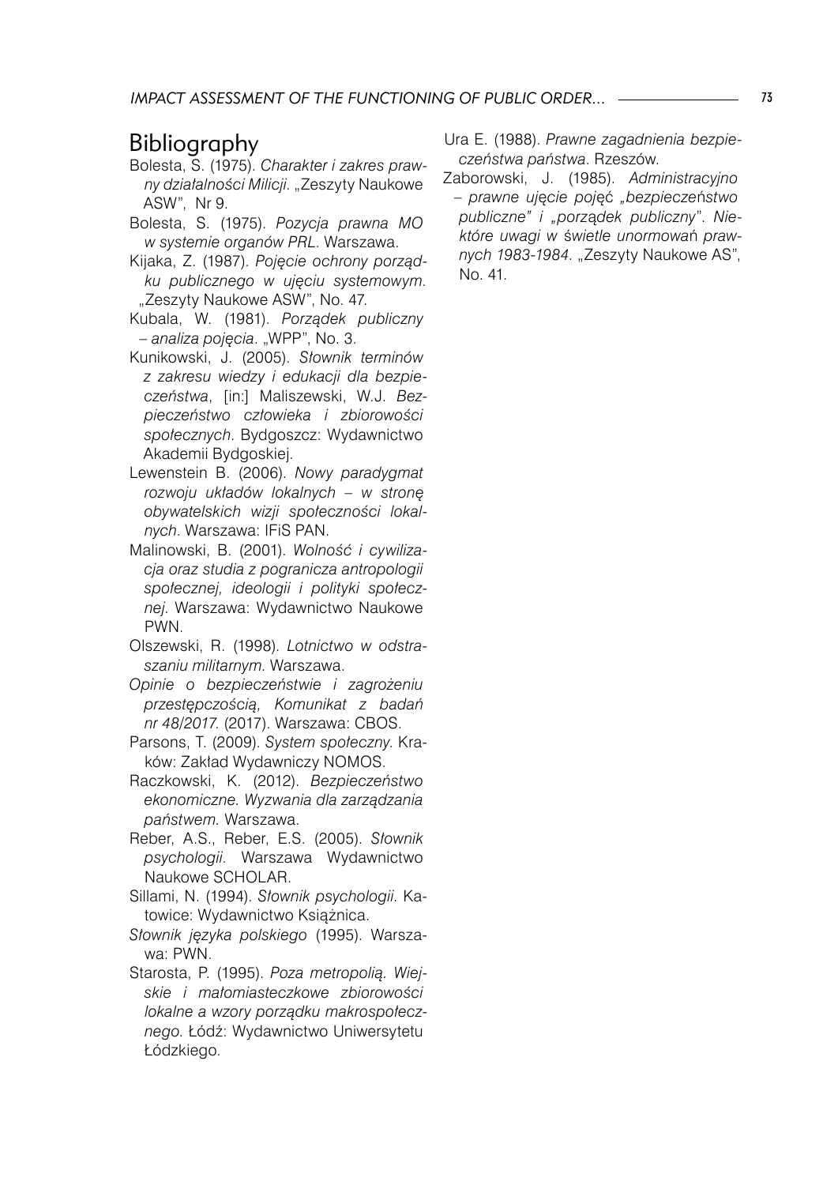## Bibliography

Bolesta, S. (1975). *Charakter i zakres prawny działalności Milicji*. „Zeszyty Naukowe ASW", Nr 9.

Bolesta, S. (1975). *Pozycja prawna MO w systemie organów PRL*. Warszawa.

Kijaka, Z. (1987). *Pojęcie ochrony porządku publicznego w ujęciu systemowym*. „Zeszyty Naukowe ASW", No. 47.

Kubala, W. (1981). *Porządek publiczny – analiza pojęcia*. „WPP", No. 3.

Kunikowski, J. (2005). *Słownik terminów z zakresu wiedzy i edukacji dla bezpieczeństwa*, [in:] Maliszewski, W.J. *Bezpieczeństwo człowieka i zbiorowości społecznych*. Bydgoszcz: Wydawnictwo Akademii Bydgoskiej.

Lewenstein B. (2006). *Nowy paradygmat rozwoju układów lokalnych – w stronę obywatelskich wizji społeczności lokalnych*. Warszawa: IFiS PAN.

Malinowski, B. (2001). *Wolność i cywilizacja oraz studia z pogranicza antropologii społecznej, ideologii i polityki społecznej*. Warszawa: Wydawnictwo Naukowe PWN.

Olszewski, R. (1998). *Lotnictwo w odstraszaniu militarnym*. Warszawa.

*Opinie o bezpieczeństwie i zagrożeniu przestępczością, Komunikat z badań nr 48/2017*. (2017). Warszawa: CBOS.

Parsons, T. (2009). *System społeczny*. Kraków: Zakład Wydawniczy NOMOS.

Raczkowski, K. (2012). *Bezpieczeństwo ekonomiczne. Wyzwania dla zarządzania państwem.* Warszawa.

Reber, A.S., Reber, E.S. (2005). *Słownik psychologii*. Warszawa Wydawnictwo Naukowe SCHOLAR.

Sillami, N. (1994). *Słownik psychologii*. Katowice: Wydawnictwo Książnica.

*Słownik języka polskiego* (1995). Warszawa: PWN.

Starosta, P. (1995). *Poza metropolią. Wiejskie i małomiasteczkowe zbiorowości lokalne a wzory porządku makrospołecznego*. Łódź: Wydawnictwo Uniwersytetu Łódzkiego.

Ura E. (1988). *Prawne zagadnienia bezpieczeństwa państwa*. Rzeszów.

Zaborowski, J. (1985). *Administracyjno – prawne ujęcie pojęć „bezpieczeństwo publiczne" i „porządek publiczny". Niektóre uwagi w świetle unormowań prawnych 1983-1984*. „Zeszyty Naukowe AS", No. 41.